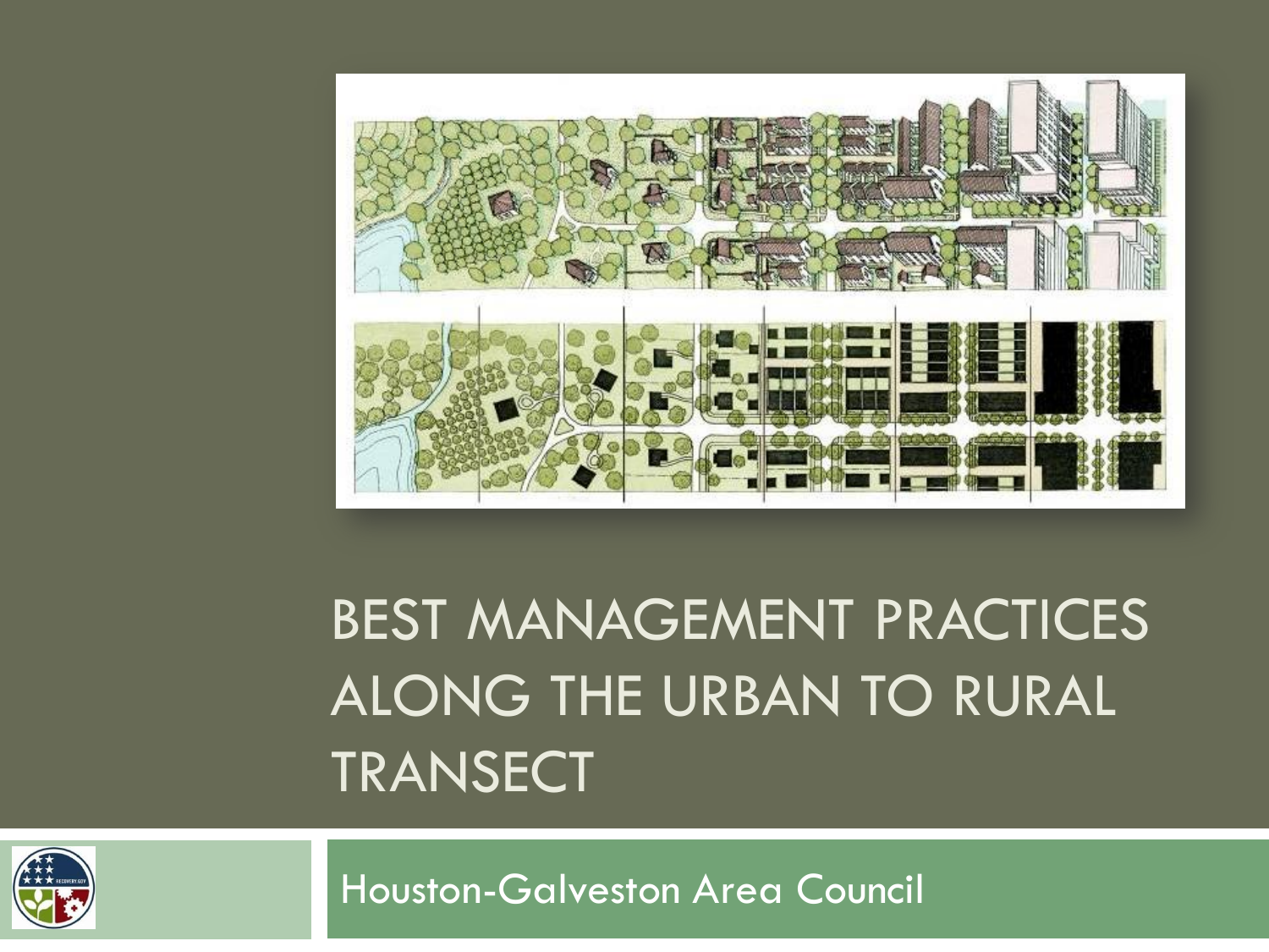# BEST MANAGEMENT PRACTICES ALONG THE URBAN TO RURAL TRANSECT

Houston-Galveston Area Council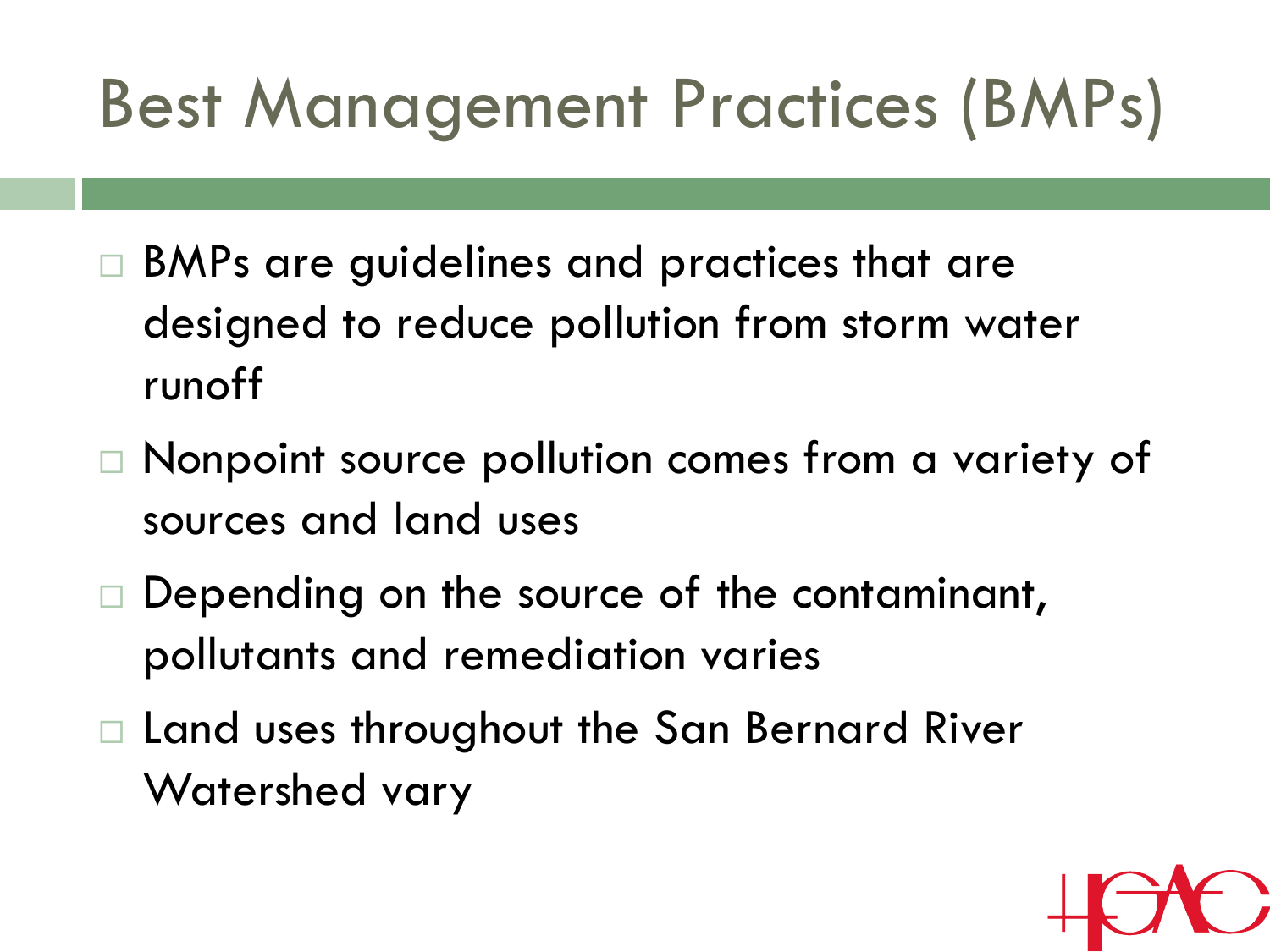# Best Management Practices (BMPs)

- BMPs are guidelines and practices that are designed to reduce pollution from storm water runoff
- Nonpoint source pollution comes from a variety of sources and land uses
- Depending on the source of the contaminant, pollutants and remediation varies
- Land uses throughout the San Bernard River Watershed vary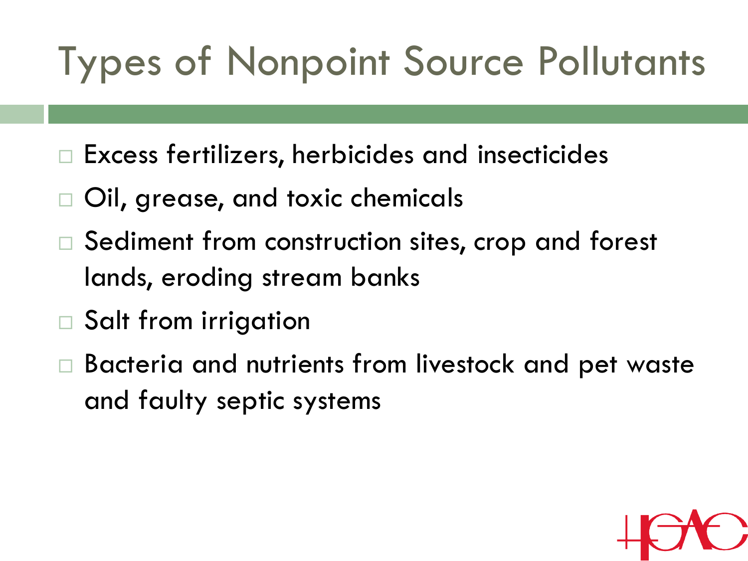# Types of Nonpoint Source Pollutants

- Excess fertilizers, herbicides and insecticides
- Oil, grease, and toxic chemicals
- Sediment from construction sites, crop and forest lands, eroding stream banks
- Salt from irrigation
- Bacteria and nutrients from livestock and pet waste and faulty septic systems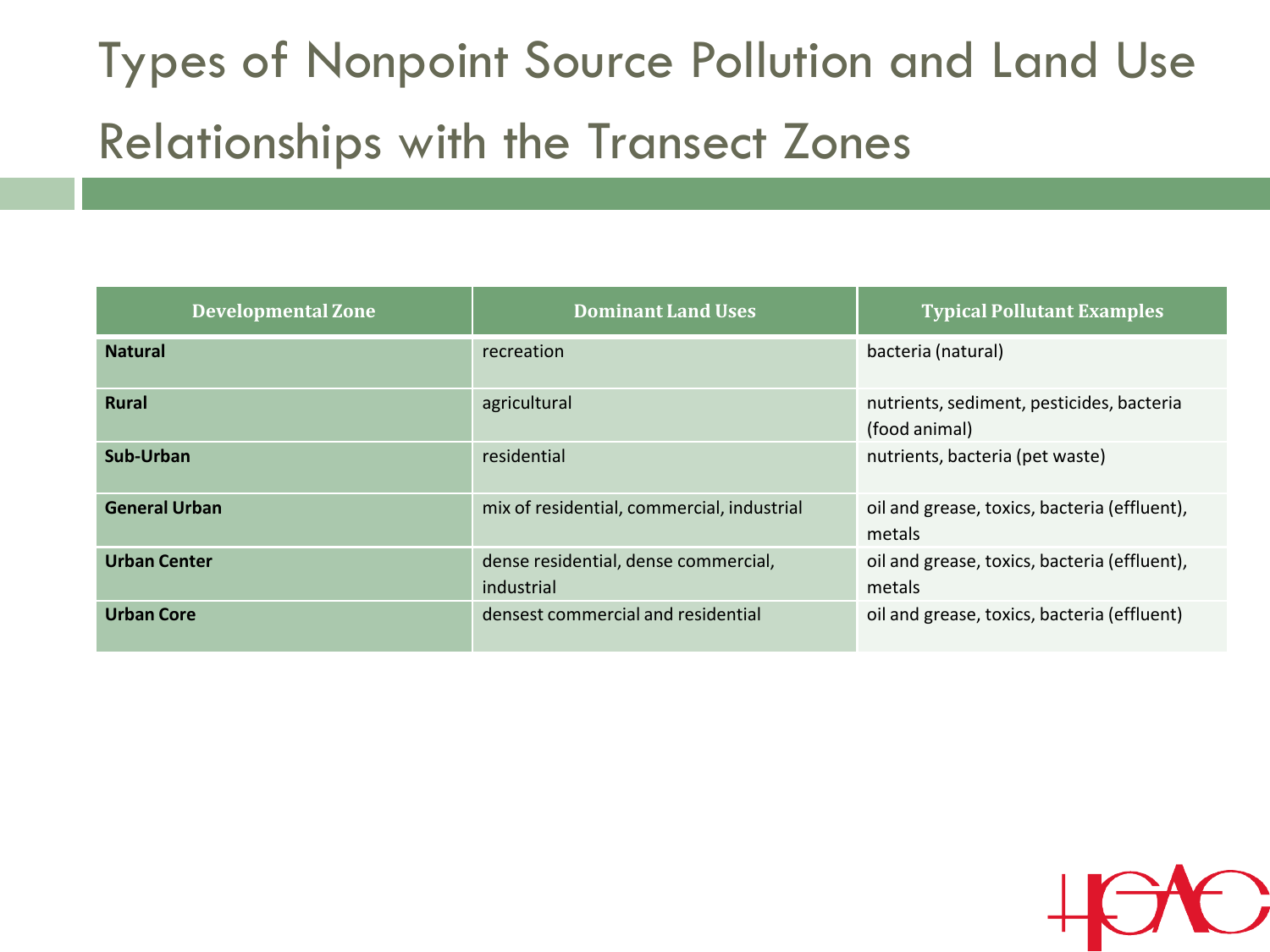# Types of Nonpoint Source Pollution and Land Use Relationships with the Transect Zones

| Developmental Zone | Dominant Land Uses | Typical Pollutant Examples |
| --- | --- | --- |
| **Natural** | recreation | bacteria (natural) |
| **Rural** | agricultural | nutrients, sediment, pesticides, bacteria (food animal) |
| **Sub-Urban** | residential | nutrients, bacteria (pet waste) |
| **General Urban** | mix of residential, commercial, industrial | oil and grease, toxics, bacteria (effluent), metals |
| **Urban Center** | dense residential, dense commercial, industrial | oil and grease, toxics, bacteria (effluent), metals |
| **Urban Core** | densest commercial and residential | oil and grease, toxics, bacteria (effluent) |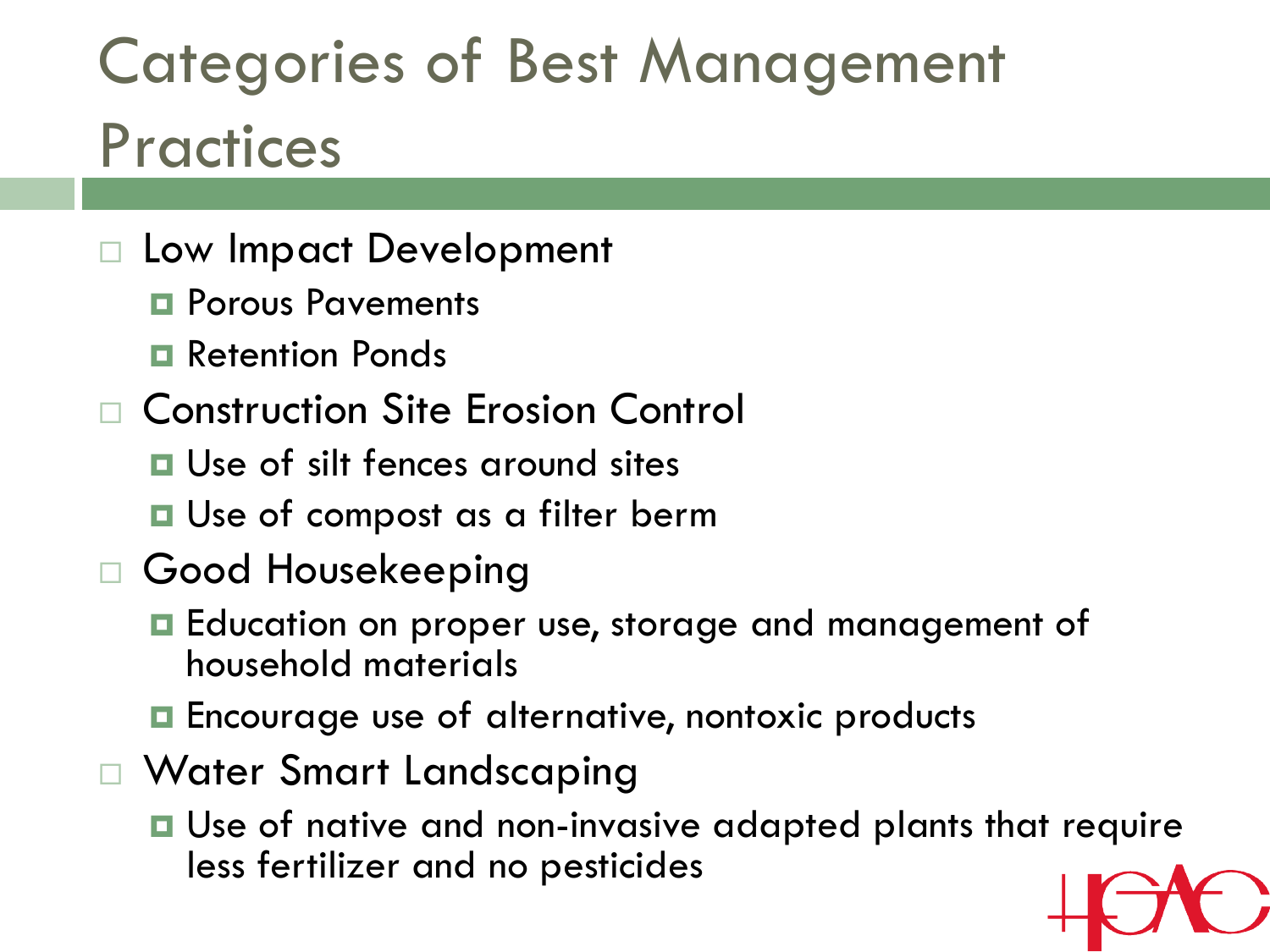# Categories of Best Management Practices

- Low Impact Development
  - Porous Pavements
  - Retention Ponds
- Construction Site Erosion Control
  - Use of silt fences around sites
  - Use of compost as a filter berm
- Good Housekeeping
  - Education on proper use, storage and management of household materials
  - Encourage use of alternative, nontoxic products
- Water Smart Landscaping
  - Use of native and non-invasive adapted plants that require less fertilizer and no pesticides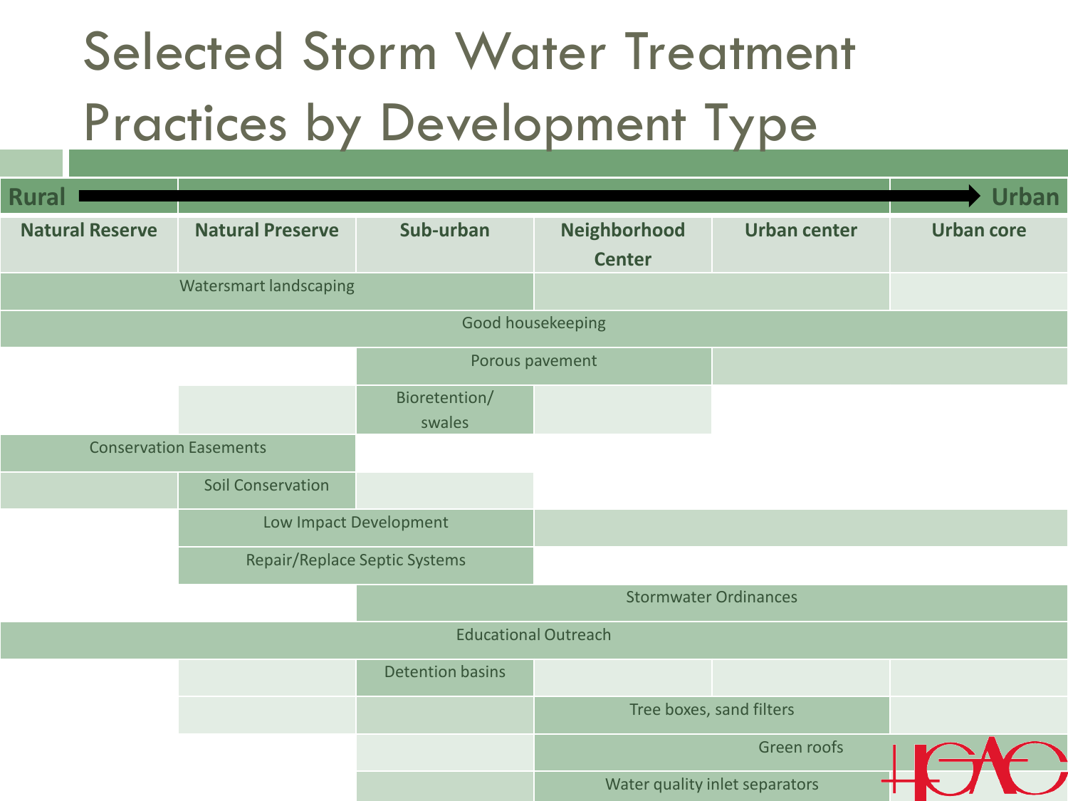# Selected Storm Water Treatment Practices by Development Type

Rural → Urban

| Natural Reserve | Natural Preserve | Sub-urban | Neighborhood Center | Urban center | Urban core |
|---|---|---|---|---|---|
| Watersmart landscaping | Watersmart landscaping | Watersmart landscaping | | | |
| Good housekeeping | Good housekeeping | Good housekeeping | Good housekeeping | Good housekeeping | Good housekeeping |
| | | Porous pavement | Porous pavement | | |
| | | Bioretention/ swales | | | |
| Conservation Easements | Conservation Easements | | | | |
| | Soil Conservation | | | | |
| | Low Impact Development | Low Impact Development | | | |
| | Repair/Replace Septic Systems | Repair/Replace Septic Systems | | | |
| | | Stormwater Ordinances | Stormwater Ordinances | Stormwater Ordinances | Stormwater Ordinances |
| Educational Outreach | Educational Outreach | Educational Outreach | Educational Outreach | Educational Outreach | Educational Outreach |
| | | Detention basins | | | |
| | | | Tree boxes, sand filters | Tree boxes, sand filters | |
| | | | Green roofs | Green roofs | Green roofs |
| | | | Water quality inlet separators | Water quality inlet separators | |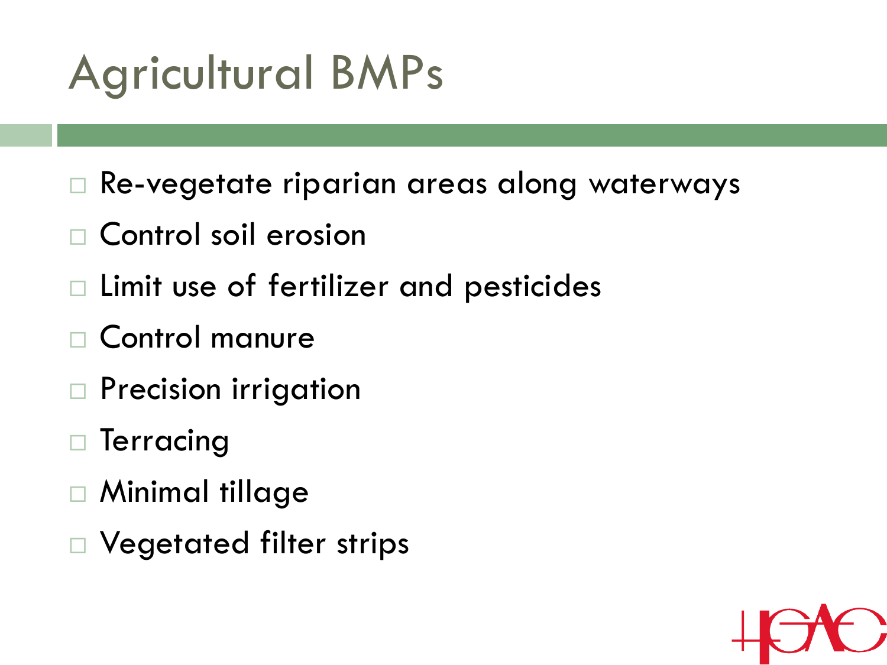# Agricultural BMPs

- Re-vegetate riparian areas along waterways
- Control soil erosion
- Limit use of fertilizer and pesticides
- Control manure
- Precision irrigation
- Terracing
- Minimal tillage
- Vegetated filter strips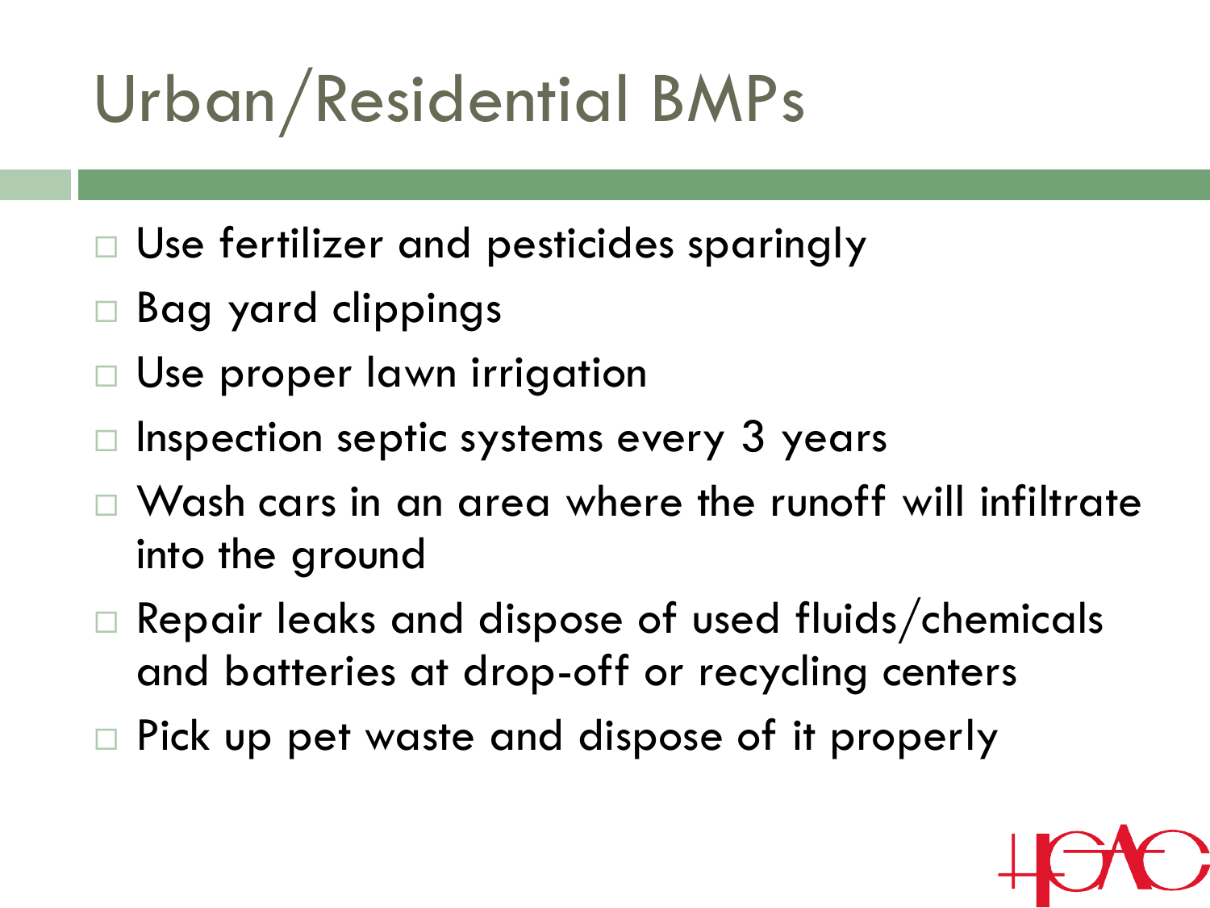# Urban/Residential BMPs

- Use fertilizer and pesticides sparingly
- Bag yard clippings
- Use proper lawn irrigation
- Inspection septic systems every 3 years
- Wash cars in an area where the runoff will infiltrate into the ground
- Repair leaks and dispose of used fluids/chemicals and batteries at drop-off or recycling centers
- Pick up pet waste and dispose of it properly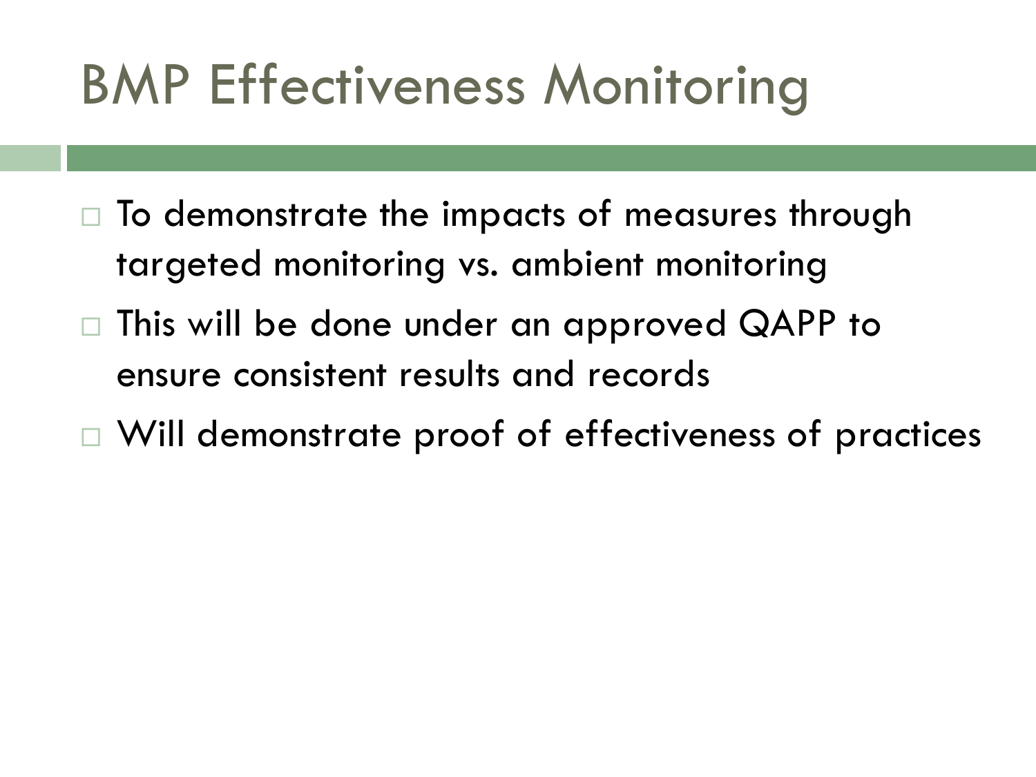# BMP Effectiveness Monitoring

- To demonstrate the impacts of measures through targeted monitoring vs. ambient monitoring
- This will be done under an approved QAPP to ensure consistent results and records
- Will demonstrate proof of effectiveness of practices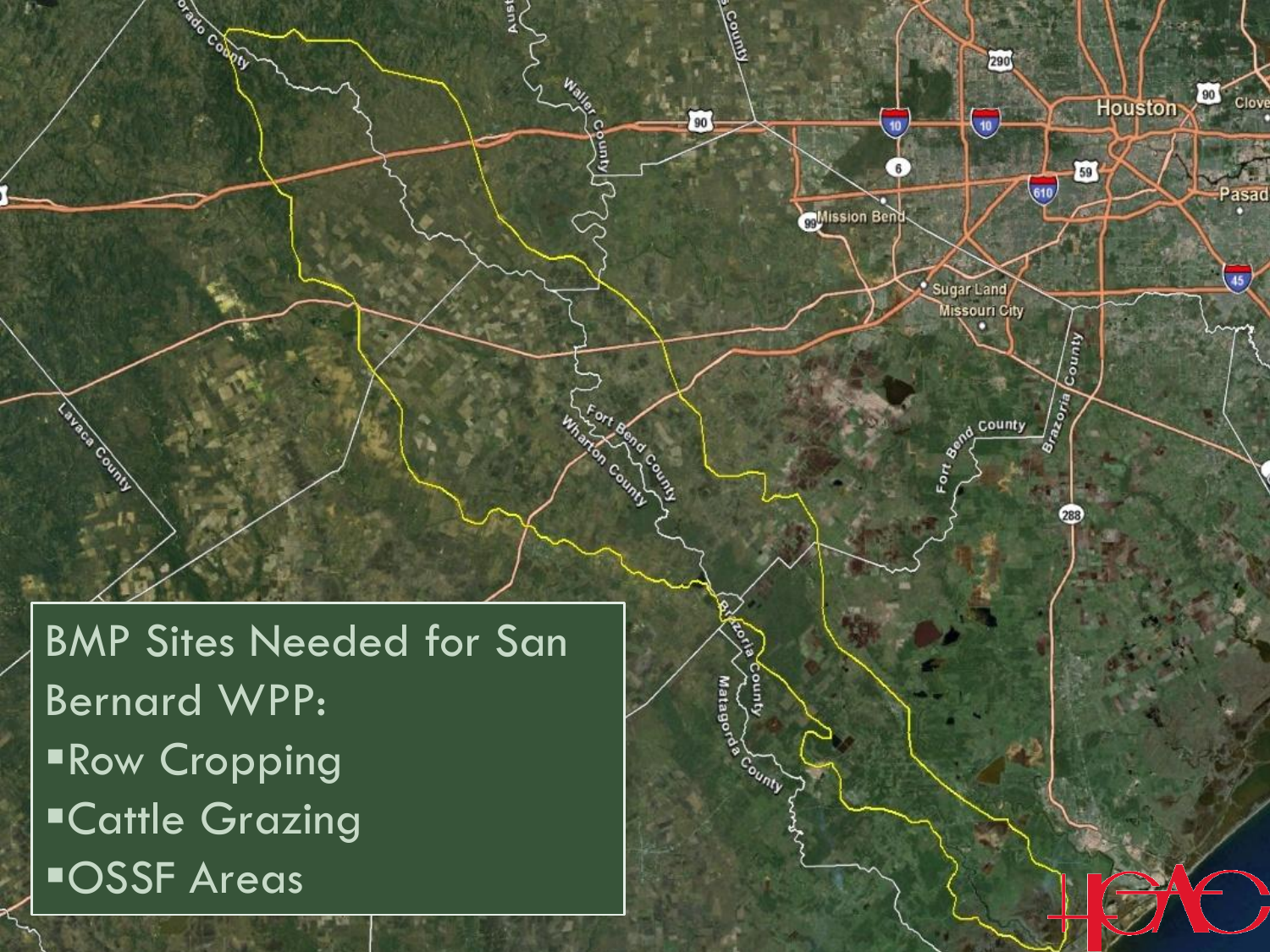BMP Sites Needed for San Bernard WPP:

- Row Cropping
- Cattle Grazing
- OSSF Areas